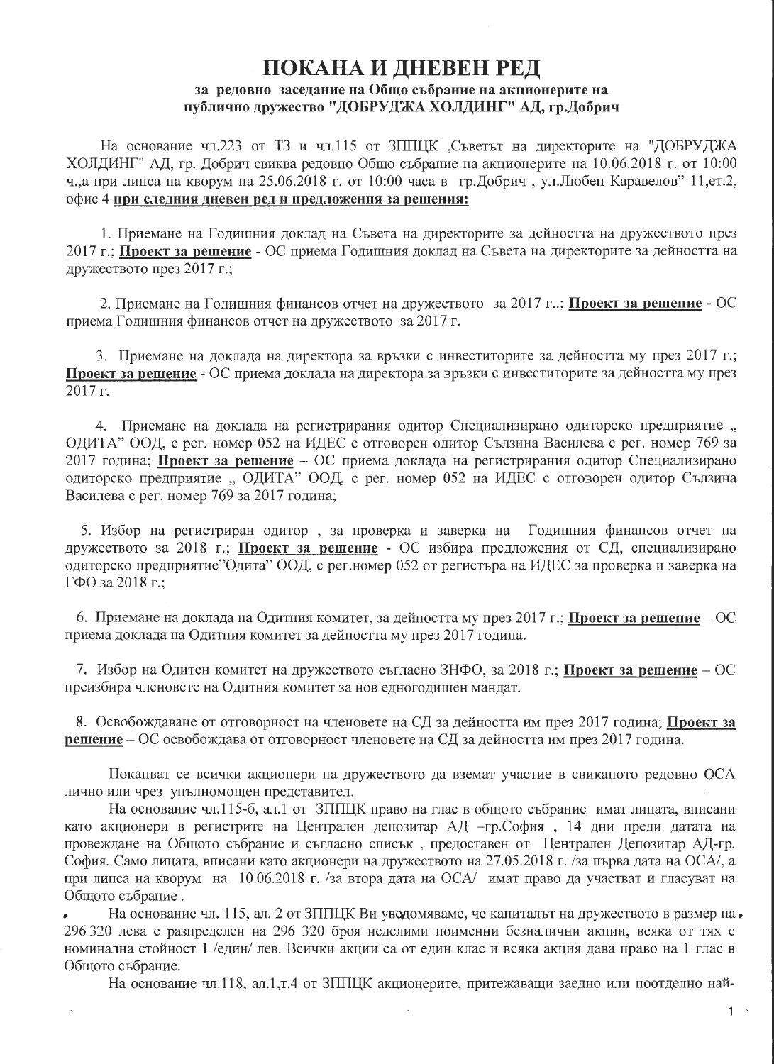# ПОКАНА И ДНЕВЕН РЕД

**за редовно заседание на Общо събрание на акционерите на публично дружество "ДОБРУДЖА ХОЛДИНГ" АД, гр.Добрич**

На основание чл.223 от ТЗ и чл.115 от ЗППЦК ,Съветът на директорите на "ДОБРУДЖА ХОЛДИНГ" АД, гр. Добрич свиква редовно Общо събрание на акционерите на 10.06.2018 г. от 10:00 ч.,а при липса на кворум на 25.06.2018 г. от 10:00 часа в гр.Добрич , ул.Любен Каравелов" 11,ет.2, офис 4 **при следния дневен ред и предложения за решения:**

1. Приемане на Годишния доклад на Съвета на директорите за дейността на дружеството през 2017 г.; **Проект за решение** - ОС приема Годишния доклад на Съвета на директорите за дейността на дружеството през 2017 г.;

2. Приемане на Годишния финансов отчет на дружеството за 2017 г..; **Проект за решение** - ОС приема Годишния финансов отчет на дружеството за 2017 г.

3. Приемане на доклада на директора за връзки с инвеститорите за дейността му през 2017 г.; **Проект за решение** - ОС приема доклада на директора за връзки с инвеститорите за дейността му през 2017 г.

4. Приемане на доклада на регистрирания одитор Специализирано одиторско предприятие „ ОДИТА" ООД, с рег. номер 052 на ИДЕС с отговорен одитор Сълзина Василева с рег. номер 769 за 2017 година; **Проект за решение** - ОС приема доклада на регистрирания одитор Специализирано одиторско предприятие „ ОДИТА" ООД, с рег. номер 052 на ИДЕС с отговорен одитор Сълзина Василева с рег. номер 769 за 2017 година;

5. Избор на регистриран одитор , за проверка и заверка на Годишния финансов отчет на дружеството за 2018 г.; **Проект за решение** - ОС избира предложения от СД, специализирано одиторско предприятие"Одита" ООД, с рег.номер 052 от регистъра на ИДЕС за проверка и заверка на ГФО за 2018 г.;

6. Приемане на доклада на Одитния комитет, за дейността му през 2017 г.; **Проект за решение** – ОС приема доклада на Одитния комитет за дейността му през 2017 година.

7. Избор на Одитен комитет на дружеството съгласно ЗНФО, за 2018 г.; **Проект за решение** – ОС преизбира членовете на Одитния комитет за нов едногодишен мандат.

8. Освобождаване от отговорност на членовете на СД за дейността им през 2017 година; **Проект за решение** – ОС освобождава от отговорност членовете на СД за дейността им през 2017 година.

Поканват се всички акционери на дружеството да вземат участие в свиканото редовно ОСА лично или чрез упълномощен представител.

На основание чл.115-б, ал.1 от ЗППЦК право на глас в общото събрание имат лицата, вписани като акционери в регистрите на Централен депозитар АД –гр.София , 14 дни преди датата на провеждане на Общото събрание и съгласно списък , предоставен от Централен Депозитар АД-гр. София. Само лицата, вписани като акционери на дружеството на 27.05.2018 г. /за първа дата на ОСА/, а при липса на кворум на 10.06.2018 г. /за втора дата на ОСА/ имат право да участват и гласуват на Общото събрание .

На основание чл. 115, ал. 2 от ЗППЦК Ви уведомяваме, че капиталът на дружеството в размер на 296 320 лева е разпределен на 296 320 броя неделими поименни безналични акции, всяка от тях с номинална стойност 1 /един/ лев. Всички акции са от един клас и всяка акция дава право на 1 глас в Общото събрание.

На основание чл.118, ал.1,т.4 от ЗППЦК акционерите, притежаващи заедно или поотделно най-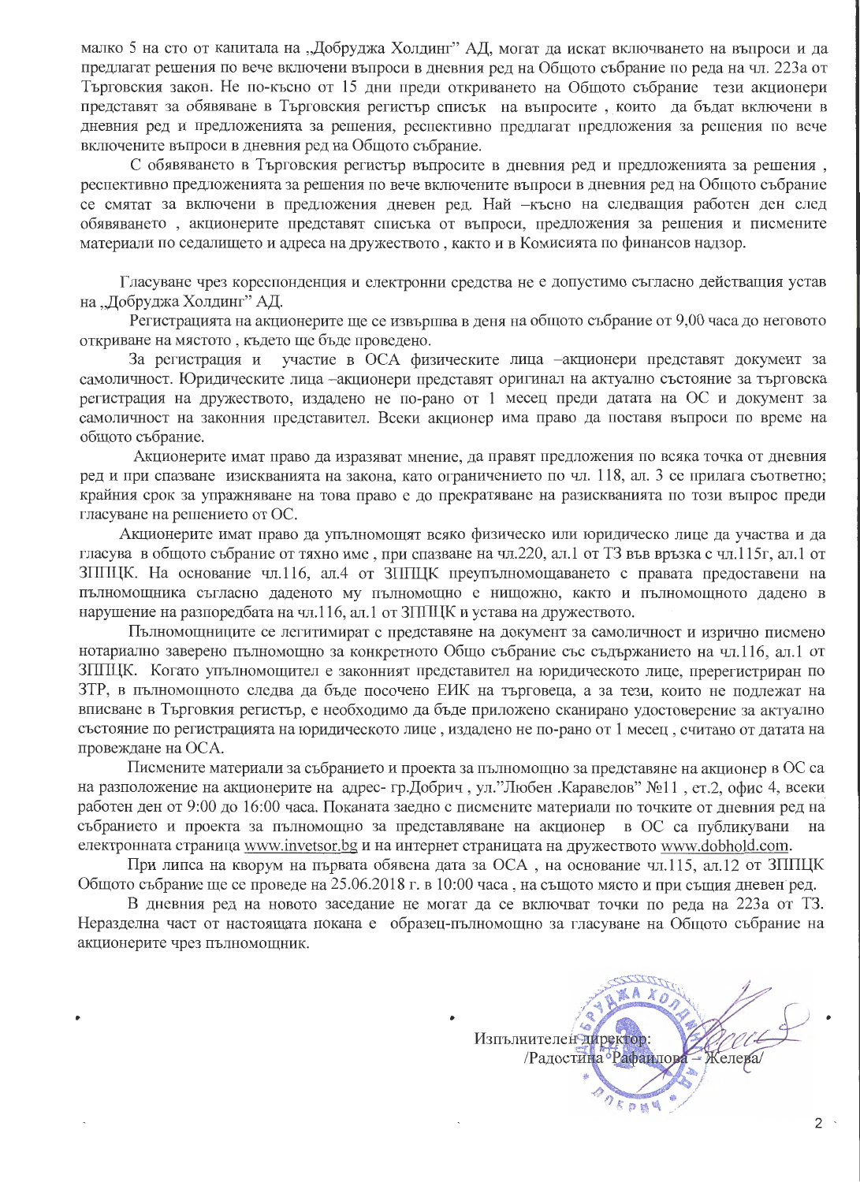малко 5 на сто от капитала на „Добруджа Холдинг" АД, могат да искат включването на въпроси и да предлагат решения по вече включени въпроси в дневния ред на Общото събрание по реда на чл. 223а от Търговския закон. Не по-късно от 15 дни преди откриването на Общото събрание тези акционери представят за обявяване в Търговския регистър списък на въпросите , които да бъдат включени в дневния ред и предложенията за решения, респективно предлагат предложения за решения по вече включените въпроси в дневния ред на Общото събрание.

С обявяването в Търговския регистър въпросите в дневния ред и предложенията за решения , респективно предложенията за решения по вече включените въпроси в дневния ред на Общото събрание се смятат за включени в предложения дневен ред. Най –късно на следващия работен ден след обявяването , акционерите представят списъка от въпроси, предложения за решения и писмените материали по седалището и адреса на дружеството , както и в Комисията по финансов надзор.

Гласуване чрез кореспонденция и електронни средства не е допустимо съгласно действащия устав на „Добруджа Холдинг" АД.

Регистрацията на акционерите ще се извършва в деня на общото събрание от 9,00 часа до неговото откриване на мястото , където ще бъде проведено.

За регистрация и участие в ОСА физическите лица –акционери представят документ за самоличност. Юридическите лица –акционери представят оригинал на актуално състояние за търговска регистрация на дружеството, издадено не по-рано от 1 месец преди датата на ОС и документ за самоличност на законния представител. Всеки акционер има право да поставя въпроси по време на общото събрание.

Акционерите имат право да изразяват мнение, да правят предложения по всяка точка от дневния ред и при спазване изискванията на закона, като ограничението по чл. 118, ал. 3 се прилага съответно; крайния срок за упражняване на това право е до прекратяване на разискванията по този въпрос преди гласуване на решението от ОС.

Акционерите имат право да упълномощят всяко физическо или юридическо лице да участва и да гласува в общото събрание от тяхно име , при спазване на чл.220, ал.1 от ТЗ във връзка с чл.115г, ал.1 от ЗППЦК. На основание чл.116, ал.4 от ЗППЦК преупълномощаването с правата предоставени на пълномощника съгласно даденото му пълномощно е нищожно, както и пълномощното дадено в нарушение на разпоредбата на чл.116, ал.1 от ЗППЦК и устава на дружеството.

Пълномощниците се легитимират с представяне на документ за самоличност и изрично писмено нотариално заверено пълномощно за конкретното Общо събрание със съдържанието на чл.116, ал.1 от ЗППЦК. Когато упълномощител е законният представител на юридическото лице, пререгистриран по ЗТР, в пълномощното следва да бъде посочено ЕИК на търговеца, а за тези, които не подлежат на вписване в Търговския регистър, е необходимо да бъде приложено сканирано удостоверение за актуално състояние по регистрацията на юридическото лице , издадено не по-рано от 1 месец , считано от датата на провеждане на ОСА.

Писмените материали за събранието и проекта за пълномощно за представяне на акционер в ОС са на разположение на акционерите на адрес- гр.Добрич , ул."Любен .Каравелов" №11 , ет.2, офис 4, всеки работен ден от 9:00 до 16:00 часа. Поканата заедно с писмените материали по точките от дневния ред на събранието и проекта за пълномощно за представляване на акционер в ОС са публикувани на електронната страница www.invetsor.bg и на интернет страницата на дружеството www.dobhold.com.

При липса на кворум на първата обявена дата за ОСА , на основание чл.115, ал.12 от ЗППЦК Общото събрание ще се проведе на 25.06.2018 г. в 10:00 часа , на същото място и при същия дневен ред.

В дневния ред на новото заседание не могат да се включват точки по реда на 223а от ТЗ. Неразделна част от настоящата покана е образец-пълномощно за гласуване на Общото събрание на акционерите чрез пълномощник.

Изпълнителен директор:
/Радостина Рафаилова – Желева/